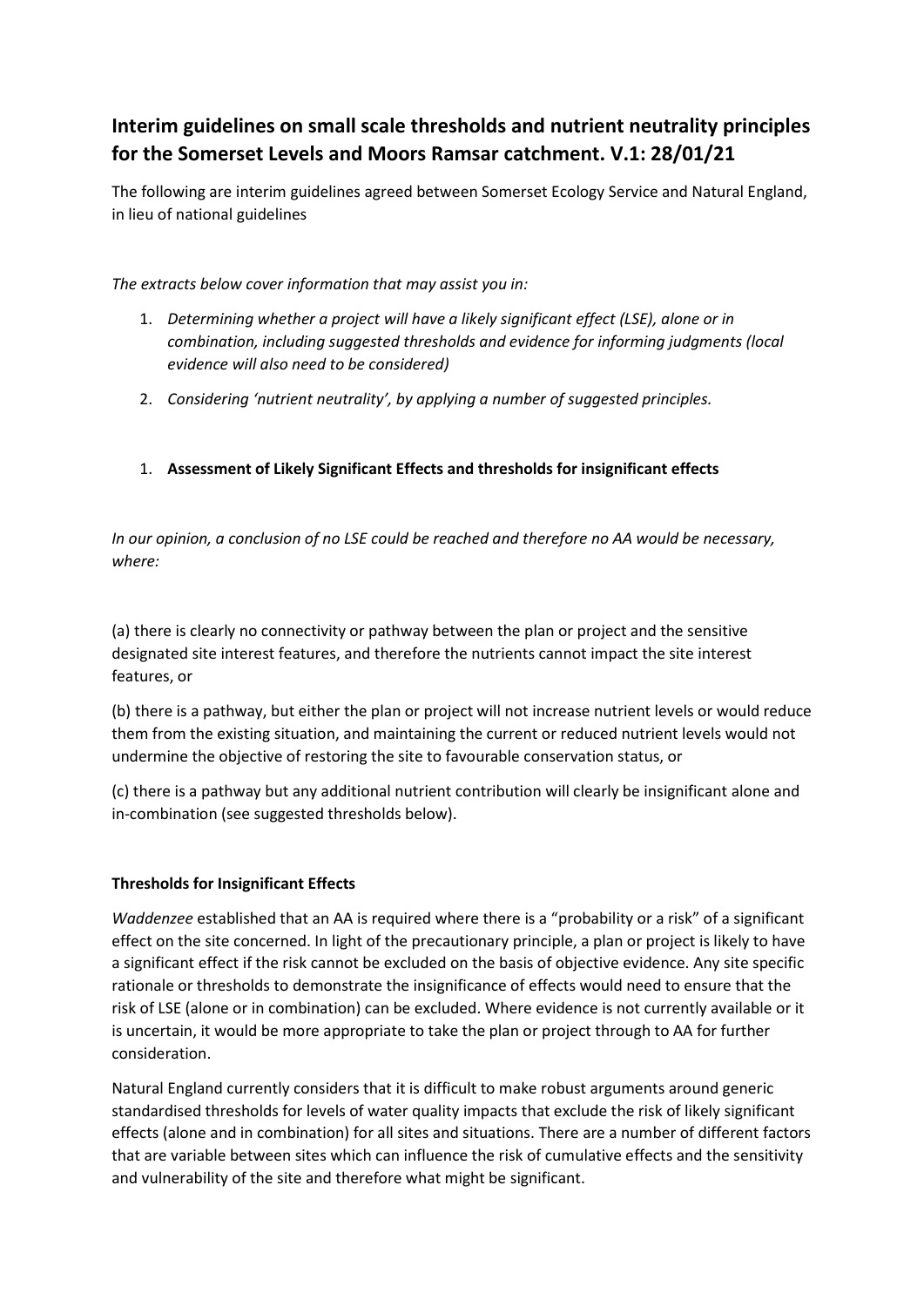# Interim guidelines on small scale thresholds and nutrient neutrality principles for the Somerset Levels and Moors Ramsar catchment. V.1: 28/01/21

The following are interim guidelines agreed between Somerset Ecology Service and Natural England, in lieu of national guidelines

*The extracts below cover information that may assist you in:*

1. *Determining whether a project will have a likely significant effect (LSE), alone or in combination, including suggested thresholds and evidence for informing judgments (local evidence will also need to be considered)*
2. *Considering 'nutrient neutrality', by applying a number of suggested principles.*

## 1. Assessment of Likely Significant Effects and thresholds for insignificant effects

*In our opinion, a conclusion of no LSE could be reached and therefore no AA would be necessary, where:*

(a) there is clearly no connectivity or pathway between the plan or project and the sensitive designated site interest features, and therefore the nutrients cannot impact the site interest features, or

(b) there is a pathway, but either the plan or project will not increase nutrient levels or would reduce them from the existing situation, and maintaining the current or reduced nutrient levels would not undermine the objective of restoring the site to favourable conservation status, or

(c) there is a pathway but any additional nutrient contribution will clearly be insignificant alone and in-combination (see suggested thresholds below).

### Thresholds for Insignificant Effects

*Waddenzee* established that an AA is required where there is a "probability or a risk" of a significant effect on the site concerned. In light of the precautionary principle, a plan or project is likely to have a significant effect if the risk cannot be excluded on the basis of objective evidence. Any site specific rationale or thresholds to demonstrate the insignificance of effects would need to ensure that the risk of LSE (alone or in combination) can be excluded. Where evidence is not currently available or it is uncertain, it would be more appropriate to take the plan or project through to AA for further consideration.

Natural England currently considers that it is difficult to make robust arguments around generic standardised thresholds for levels of water quality impacts that exclude the risk of likely significant effects (alone and in combination) for all sites and situations. There are a number of different factors that are variable between sites which can influence the risk of cumulative effects and the sensitivity and vulnerability of the site and therefore what might be significant.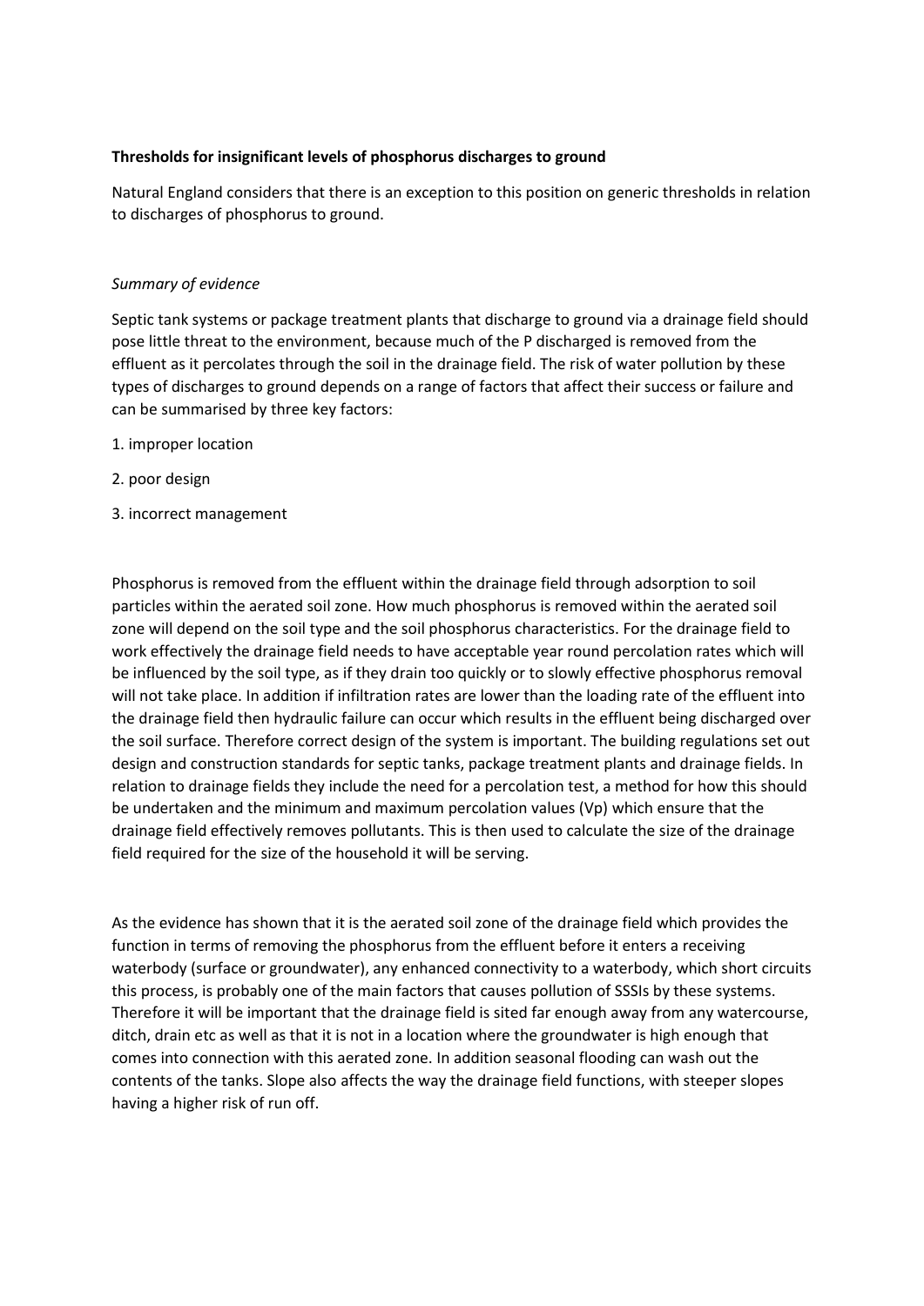**Thresholds for insignificant levels of phosphorus discharges to ground**

Natural England considers that there is an exception to this position on generic thresholds in relation to discharges of phosphorus to ground.

*Summary of evidence*

Septic tank systems or package treatment plants that discharge to ground via a drainage field should pose little threat to the environment, because much of the P discharged is removed from the effluent as it percolates through the soil in the drainage field. The risk of water pollution by these types of discharges to ground depends on a range of factors that affect their success or failure and can be summarised by three key factors:

1. improper location
2. poor design
3. incorrect management

Phosphorus is removed from the effluent within the drainage field through adsorption to soil particles within the aerated soil zone. How much phosphorus is removed within the aerated soil zone will depend on the soil type and the soil phosphorus characteristics. For the drainage field to work effectively the drainage field needs to have acceptable year round percolation rates which will be influenced by the soil type, as if they drain too quickly or to slowly effective phosphorus removal will not take place. In addition if infiltration rates are lower than the loading rate of the effluent into the drainage field then hydraulic failure can occur which results in the effluent being discharged over the soil surface. Therefore correct design of the system is important. The building regulations set out design and construction standards for septic tanks, package treatment plants and drainage fields. In relation to drainage fields they include the need for a percolation test, a method for how this should be undertaken and the minimum and maximum percolation values (Vp) which ensure that the drainage field effectively removes pollutants. This is then used to calculate the size of the drainage field required for the size of the household it will be serving.

As the evidence has shown that it is the aerated soil zone of the drainage field which provides the function in terms of removing the phosphorus from the effluent before it enters a receiving waterbody (surface or groundwater), any enhanced connectivity to a waterbody, which short circuits this process, is probably one of the main factors that causes pollution of SSSIs by these systems. Therefore it will be important that the drainage field is sited far enough away from any watercourse, ditch, drain etc as well as that it is not in a location where the groundwater is high enough that comes into connection with this aerated zone. In addition seasonal flooding can wash out the contents of the tanks. Slope also affects the way the drainage field functions, with steeper slopes having a higher risk of run off.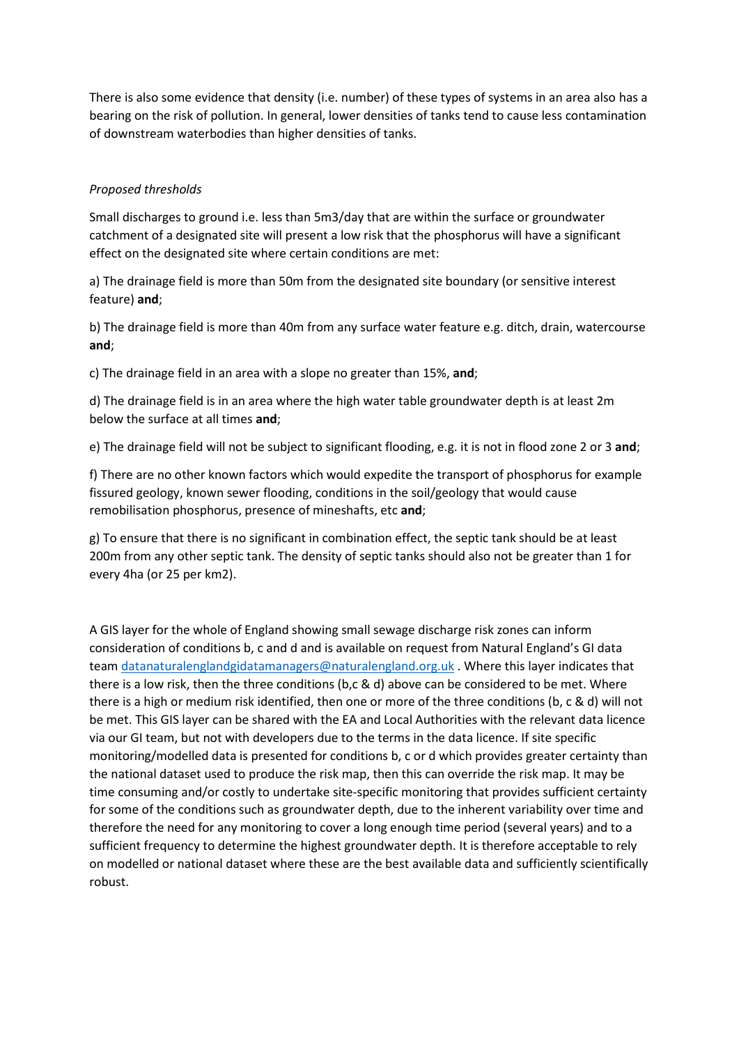There is also some evidence that density (i.e. number) of these types of systems in an area also has a bearing on the risk of pollution. In general, lower densities of tanks tend to cause less contamination of downstream waterbodies than higher densities of tanks.

*Proposed thresholds*

Small discharges to ground i.e. less than 5m3/day that are within the surface or groundwater catchment of a designated site will present a low risk that the phosphorus will have a significant effect on the designated site where certain conditions are met:

a) The drainage field is more than 50m from the designated site boundary (or sensitive interest feature) **and**;

b) The drainage field is more than 40m from any surface water feature e.g. ditch, drain, watercourse **and**;

c) The drainage field in an area with a slope no greater than 15%, **and**;

d) The drainage field is in an area where the high water table groundwater depth is at least 2m below the surface at all times **and**;

e) The drainage field will not be subject to significant flooding, e.g. it is not in flood zone 2 or 3 **and**;

f) There are no other known factors which would expedite the transport of phosphorus for example fissured geology, known sewer flooding, conditions in the soil/geology that would cause remobilisation phosphorus, presence of mineshafts, etc **and**;

g) To ensure that there is no significant in combination effect, the septic tank should be at least 200m from any other septic tank. The density of septic tanks should also not be greater than 1 for every 4ha (or 25 per km2).

A GIS layer for the whole of England showing small sewage discharge risk zones can inform consideration of conditions b, c and d and is available on request from Natural England's GI data team datanaturalenglandgidatamanagers@naturalengland.org.uk . Where this layer indicates that there is a low risk, then the three conditions (b,c & d) above can be considered to be met. Where there is a high or medium risk identified, then one or more of the three conditions (b, c & d) will not be met. This GIS layer can be shared with the EA and Local Authorities with the relevant data licence via our GI team, but not with developers due to the terms in the data licence. If site specific monitoring/modelled data is presented for conditions b, c or d which provides greater certainty than the national dataset used to produce the risk map, then this can override the risk map. It may be time consuming and/or costly to undertake site-specific monitoring that provides sufficient certainty for some of the conditions such as groundwater depth, due to the inherent variability over time and therefore the need for any monitoring to cover a long enough time period (several years) and to a sufficient frequency to determine the highest groundwater depth. It is therefore acceptable to rely on modelled or national dataset where these are the best available data and sufficiently scientifically robust.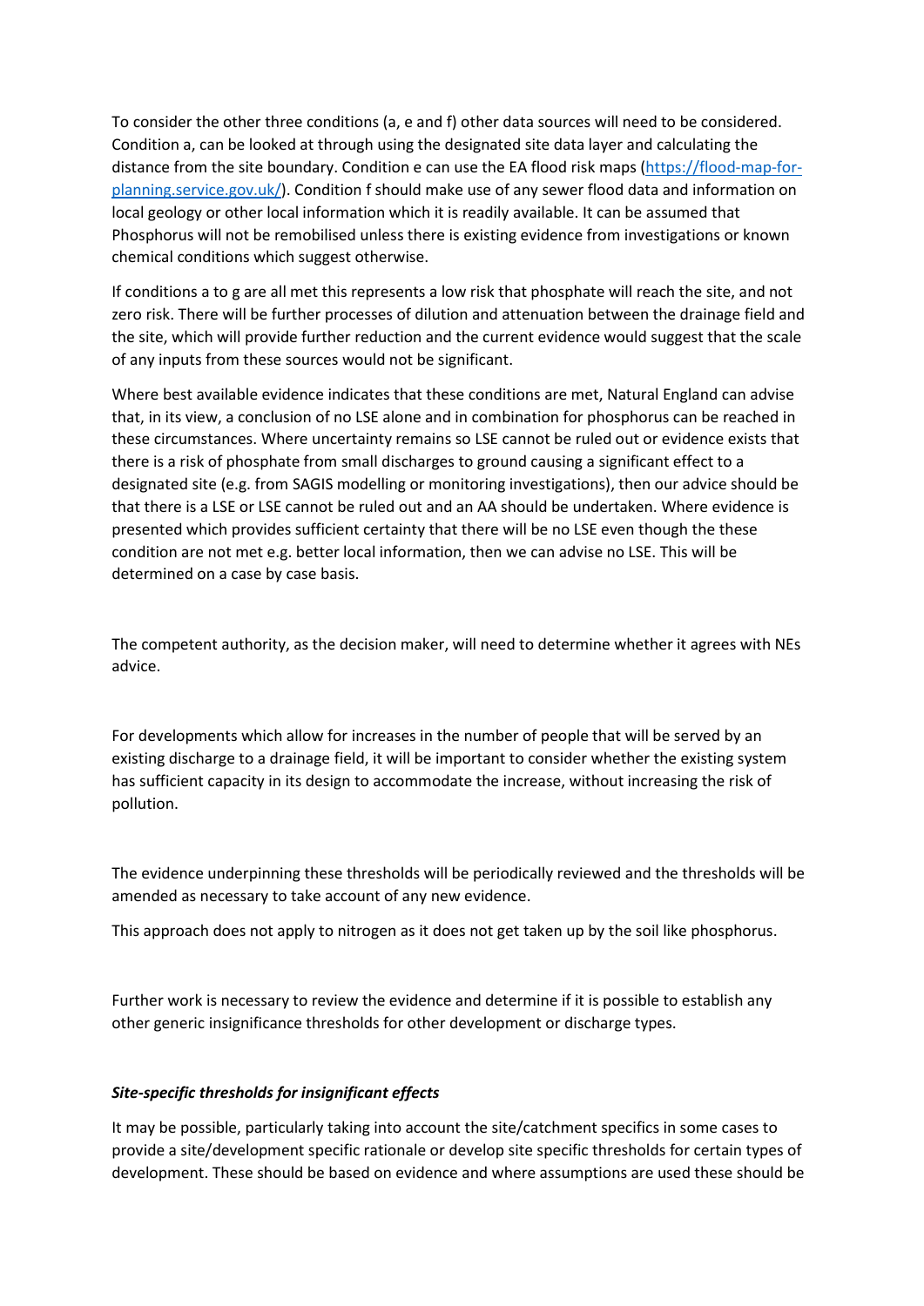To consider the other three conditions (a, e and f) other data sources will need to be considered. Condition a, can be looked at through using the designated site data layer and calculating the distance from the site boundary. Condition e can use the EA flood risk maps ([https://flood-map-for-planning.service.gov.uk/](https://flood-map-for-planning.service.gov.uk/)). Condition f should make use of any sewer flood data and information on local geology or other local information which it is readily available. It can be assumed that Phosphorus will not be remobilised unless there is existing evidence from investigations or known chemical conditions which suggest otherwise.

If conditions a to g are all met this represents a low risk that phosphate will reach the site, and not zero risk. There will be further processes of dilution and attenuation between the drainage field and the site, which will provide further reduction and the current evidence would suggest that the scale of any inputs from these sources would not be significant.

Where best available evidence indicates that these conditions are met, Natural England can advise that, in its view, a conclusion of no LSE alone and in combination for phosphorus can be reached in these circumstances. Where uncertainty remains so LSE cannot be ruled out or evidence exists that there is a risk of phosphate from small discharges to ground causing a significant effect to a designated site (e.g. from SAGIS modelling or monitoring investigations), then our advice should be that there is a LSE or LSE cannot be ruled out and an AA should be undertaken. Where evidence is presented which provides sufficient certainty that there will be no LSE even though the these condition are not met e.g. better local information, then we can advise no LSE. This will be determined on a case by case basis.

The competent authority, as the decision maker, will need to determine whether it agrees with NEs advice.

For developments which allow for increases in the number of people that will be served by an existing discharge to a drainage field, it will be important to consider whether the existing system has sufficient capacity in its design to accommodate the increase, without increasing the risk of pollution.

The evidence underpinning these thresholds will be periodically reviewed and the thresholds will be amended as necessary to take account of any new evidence.

This approach does not apply to nitrogen as it does not get taken up by the soil like phosphorus.

Further work is necessary to review the evidence and determine if it is possible to establish any other generic insignificance thresholds for other development or discharge types.

***Site-specific thresholds for insignificant effects***

It may be possible, particularly taking into account the site/catchment specifics in some cases to provide a site/development specific rationale or develop site specific thresholds for certain types of development. These should be based on evidence and where assumptions are used these should be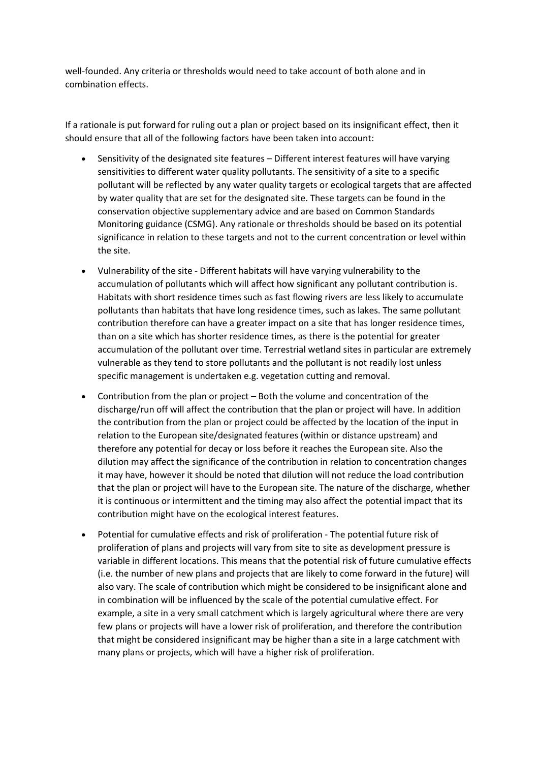well-founded. Any criteria or thresholds would need to take account of both alone and in combination effects.

If a rationale is put forward for ruling out a plan or project based on its insignificant effect, then it should ensure that all of the following factors have been taken into account:

- Sensitivity of the designated site features – Different interest features will have varying sensitivities to different water quality pollutants. The sensitivity of a site to a specific pollutant will be reflected by any water quality targets or ecological targets that are affected by water quality that are set for the designated site. These targets can be found in the conservation objective supplementary advice and are based on Common Standards Monitoring guidance (CSMG). Any rationale or thresholds should be based on its potential significance in relation to these targets and not to the current concentration or level within the site.
- Vulnerability of the site - Different habitats will have varying vulnerability to the accumulation of pollutants which will affect how significant any pollutant contribution is. Habitats with short residence times such as fast flowing rivers are less likely to accumulate pollutants than habitats that have long residence times, such as lakes. The same pollutant contribution therefore can have a greater impact on a site that has longer residence times, than on a site which has shorter residence times, as there is the potential for greater accumulation of the pollutant over time. Terrestrial wetland sites in particular are extremely vulnerable as they tend to store pollutants and the pollutant is not readily lost unless specific management is undertaken e.g. vegetation cutting and removal.
- Contribution from the plan or project – Both the volume and concentration of the discharge/run off will affect the contribution that the plan or project will have. In addition the contribution from the plan or project could be affected by the location of the input in relation to the European site/designated features (within or distance upstream) and therefore any potential for decay or loss before it reaches the European site. Also the dilution may affect the significance of the contribution in relation to concentration changes it may have, however it should be noted that dilution will not reduce the load contribution that the plan or project will have to the European site. The nature of the discharge, whether it is continuous or intermittent and the timing may also affect the potential impact that its contribution might have on the ecological interest features.
- Potential for cumulative effects and risk of proliferation - The potential future risk of proliferation of plans and projects will vary from site to site as development pressure is variable in different locations. This means that the potential risk of future cumulative effects (i.e. the number of new plans and projects that are likely to come forward in the future) will also vary. The scale of contribution which might be considered to be insignificant alone and in combination will be influenced by the scale of the potential cumulative effect. For example, a site in a very small catchment which is largely agricultural where there are very few plans or projects will have a lower risk of proliferation, and therefore the contribution that might be considered insignificant may be higher than a site in a large catchment with many plans or projects, which will have a higher risk of proliferation.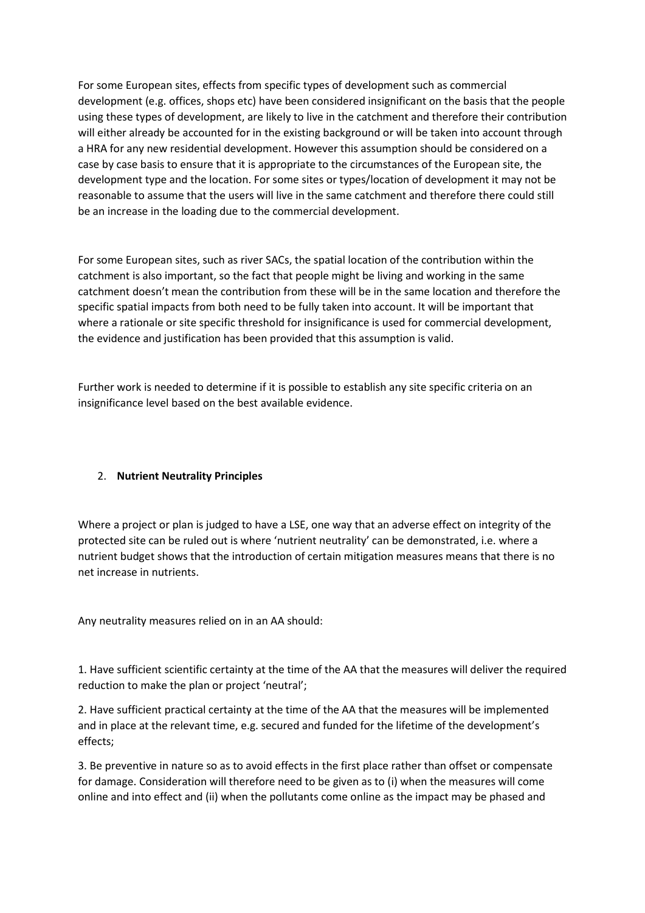For some European sites, effects from specific types of development such as commercial development (e.g. offices, shops etc) have been considered insignificant on the basis that the people using these types of development, are likely to live in the catchment and therefore their contribution will either already be accounted for in the existing background or will be taken into account through a HRA for any new residential development. However this assumption should be considered on a case by case basis to ensure that it is appropriate to the circumstances of the European site, the development type and the location. For some sites or types/location of development it may not be reasonable to assume that the users will live in the same catchment and therefore there could still be an increase in the loading due to the commercial development.

For some European sites, such as river SACs, the spatial location of the contribution within the catchment is also important, so the fact that people might be living and working in the same catchment doesn't mean the contribution from these will be in the same location and therefore the specific spatial impacts from both need to be fully taken into account. It will be important that where a rationale or site specific threshold for insignificance is used for commercial development, the evidence and justification has been provided that this assumption is valid.

Further work is needed to determine if it is possible to establish any site specific criteria on an insignificance level based on the best available evidence.

## 2. **Nutrient Neutrality Principles**

Where a project or plan is judged to have a LSE, one way that an adverse effect on integrity of the protected site can be ruled out is where 'nutrient neutrality' can be demonstrated, i.e. where a nutrient budget shows that the introduction of certain mitigation measures means that there is no net increase in nutrients.

Any neutrality measures relied on in an AA should:

1. Have sufficient scientific certainty at the time of the AA that the measures will deliver the required reduction to make the plan or project 'neutral';

2. Have sufficient practical certainty at the time of the AA that the measures will be implemented and in place at the relevant time, e.g. secured and funded for the lifetime of the development's effects;

3. Be preventive in nature so as to avoid effects in the first place rather than offset or compensate for damage. Consideration will therefore need to be given as to (i) when the measures will come online and into effect and (ii) when the pollutants come online as the impact may be phased and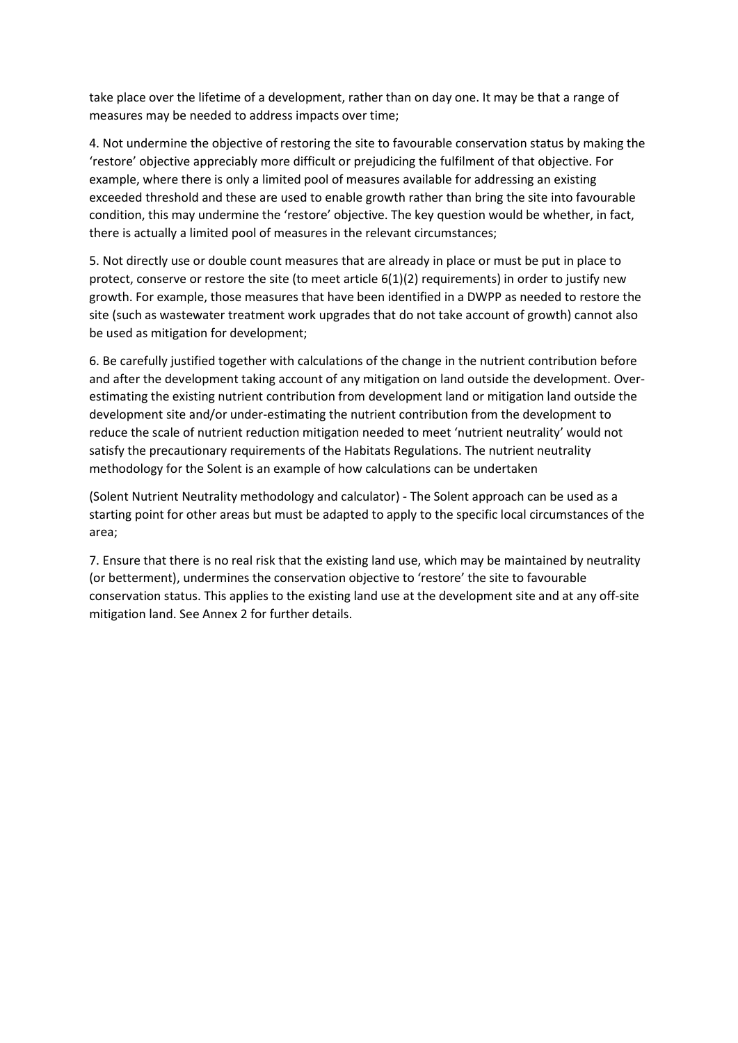take place over the lifetime of a development, rather than on day one. It may be that a range of measures may be needed to address impacts over time;

4. Not undermine the objective of restoring the site to favourable conservation status by making the 'restore' objective appreciably more difficult or prejudicing the fulfilment of that objective. For example, where there is only a limited pool of measures available for addressing an existing exceeded threshold and these are used to enable growth rather than bring the site into favourable condition, this may undermine the 'restore' objective. The key question would be whether, in fact, there is actually a limited pool of measures in the relevant circumstances;

5. Not directly use or double count measures that are already in place or must be put in place to protect, conserve or restore the site (to meet article 6(1)(2) requirements) in order to justify new growth. For example, those measures that have been identified in a DWPP as needed to restore the site (such as wastewater treatment work upgrades that do not take account of growth) cannot also be used as mitigation for development;

6. Be carefully justified together with calculations of the change in the nutrient contribution before and after the development taking account of any mitigation on land outside the development. Over-estimating the existing nutrient contribution from development land or mitigation land outside the development site and/or under-estimating the nutrient contribution from the development to reduce the scale of nutrient reduction mitigation needed to meet 'nutrient neutrality' would not satisfy the precautionary requirements of the Habitats Regulations. The nutrient neutrality methodology for the Solent is an example of how calculations can be undertaken

(Solent Nutrient Neutrality methodology and calculator) - The Solent approach can be used as a starting point for other areas but must be adapted to apply to the specific local circumstances of the area;

7. Ensure that there is no real risk that the existing land use, which may be maintained by neutrality (or betterment), undermines the conservation objective to 'restore' the site to favourable conservation status. This applies to the existing land use at the development site and at any off-site mitigation land. See Annex 2 for further details.